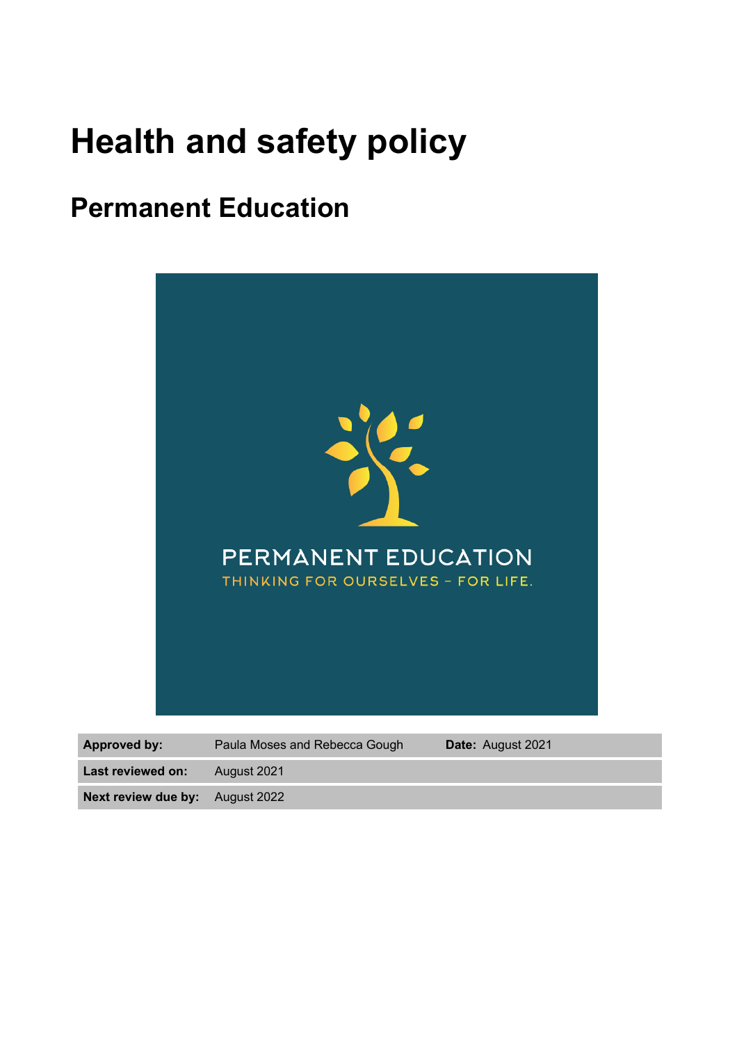# Health and safety policy

## Permanent Education

PERMANENT EDUCATION

THINKING FOR OURSELVES – FOR LIFE.

| **Approved by:** | Paula Moses and Rebecca Gough | **Date:** August 2021 |
|---|---|---|
| **Last reviewed on:** | August 2021 | |
| **Next review due by:** | August 2022 | |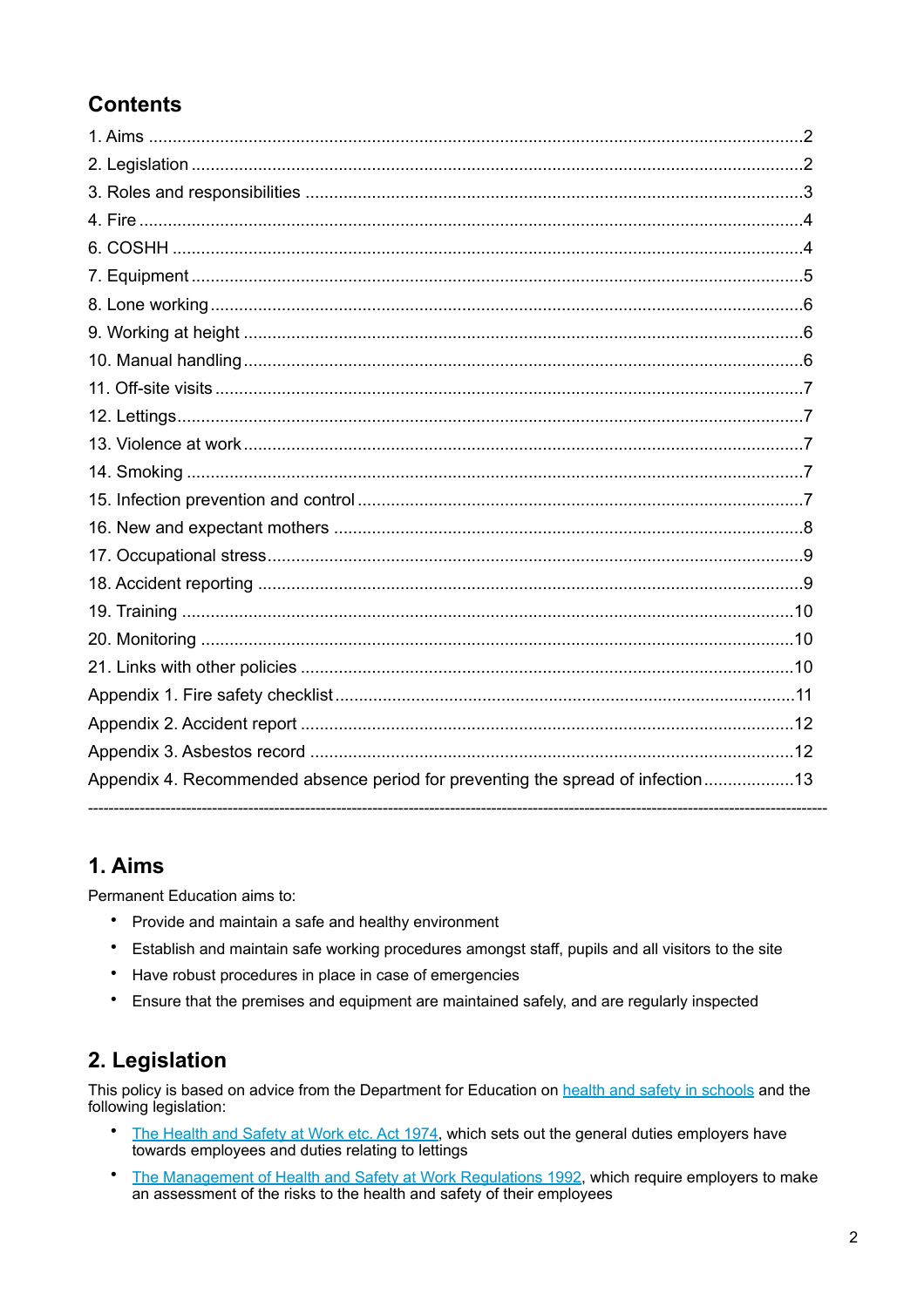## Contents

1. Aims .......................................................................................................................................2
2. Legislation ...............................................................................................................................2
3. Roles and responsibilities ......................................................................................................3
4. Fire ..........................................................................................................................................4
6. COSHH ...................................................................................................................................4
7. Equipment ...............................................................................................................................5
8. Lone working ...........................................................................................................................6
9. Working at height ....................................................................................................................6
10. Manual handling ....................................................................................................................6
11. Off-site visits ..........................................................................................................................7
12. Lettings..................................................................................................................................7
13. Violence at work ....................................................................................................................7
14. Smoking ................................................................................................................................7
15. Infection prevention and control ............................................................................................7
16. New and expectant mothers .................................................................................................8
17. Occupational stress...............................................................................................................9
18. Accident reporting .................................................................................................................9
19. Training ...............................................................................................................................10
20. Monitoring ...........................................................................................................................10
21. Links with other policies ......................................................................................................10

Appendix 1. Fire safety checklist ...............................................................................................11
Appendix 2. Accident report ......................................................................................................12
Appendix 3. Asbestos record .....................................................................................................12
Appendix 4. Recommended absence period for preventing the spread of infection ..................13

---

## 1. Aims

Permanent Education aims to:

- Provide and maintain a safe and healthy environment
- Establish and maintain safe working procedures amongst staff, pupils and all visitors to the site
- Have robust procedures in place in case of emergencies
- Ensure that the premises and equipment are maintained safely, and are regularly inspected

## 2. Legislation

This policy is based on advice from the Department for Education on health and safety in schools and the following legislation:

- The Health and Safety at Work etc. Act 1974, which sets out the general duties employers have towards employees and duties relating to lettings
- The Management of Health and Safety at Work Regulations 1992, which require employers to make an assessment of the risks to the health and safety of their employees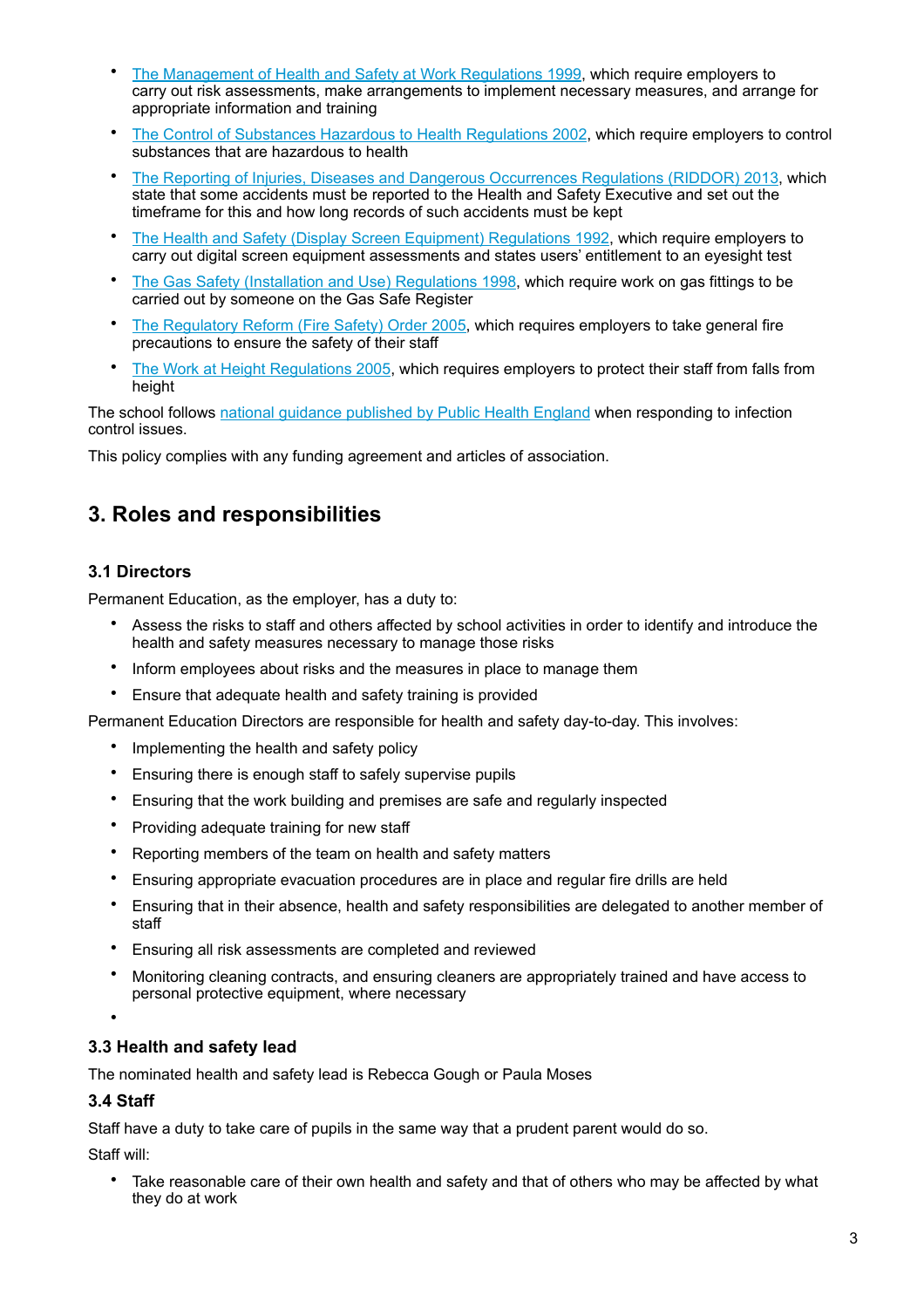- The Management of Health and Safety at Work Regulations 1999, which require employers to carry out risk assessments, make arrangements to implement necessary measures, and arrange for appropriate information and training
- The Control of Substances Hazardous to Health Regulations 2002, which require employers to control substances that are hazardous to health
- The Reporting of Injuries, Diseases and Dangerous Occurrences Regulations (RIDDOR) 2013, which state that some accidents must be reported to the Health and Safety Executive and set out the timeframe for this and how long records of such accidents must be kept
- The Health and Safety (Display Screen Equipment) Regulations 1992, which require employers to carry out digital screen equipment assessments and states users' entitlement to an eyesight test
- The Gas Safety (Installation and Use) Regulations 1998, which require work on gas fittings to be carried out by someone on the Gas Safe Register
- The Regulatory Reform (Fire Safety) Order 2005, which requires employers to take general fire precautions to ensure the safety of their staff
- The Work at Height Regulations 2005, which requires employers to protect their staff from falls from height

The school follows national guidance published by Public Health England when responding to infection control issues.

This policy complies with any funding agreement and articles of association.

## 3. Roles and responsibilities

### 3.1 Directors

Permanent Education, as the employer, has a duty to:

- Assess the risks to staff and others affected by school activities in order to identify and introduce the health and safety measures necessary to manage those risks
- Inform employees about risks and the measures in place to manage them
- Ensure that adequate health and safety training is provided

Permanent Education Directors are responsible for health and safety day-to-day. This involves:

- Implementing the health and safety policy
- Ensuring there is enough staff to safely supervise pupils
- Ensuring that the work building and premises are safe and regularly inspected
- Providing adequate training for new staff
- Reporting members of the team on health and safety matters
- Ensuring appropriate evacuation procedures are in place and regular fire drills are held
- Ensuring that in their absence, health and safety responsibilities are delegated to another member of staff
- Ensuring all risk assessments are completed and reviewed
- Monitoring cleaning contracts, and ensuring cleaners are appropriately trained and have access to personal protective equipment, where necessary

### 3.3 Health and safety lead

The nominated health and safety lead is Rebecca Gough or Paula Moses

### 3.4 Staff

Staff have a duty to take care of pupils in the same way that a prudent parent would do so.

Staff will:

- Take reasonable care of their own health and safety and that of others who may be affected by what they do at work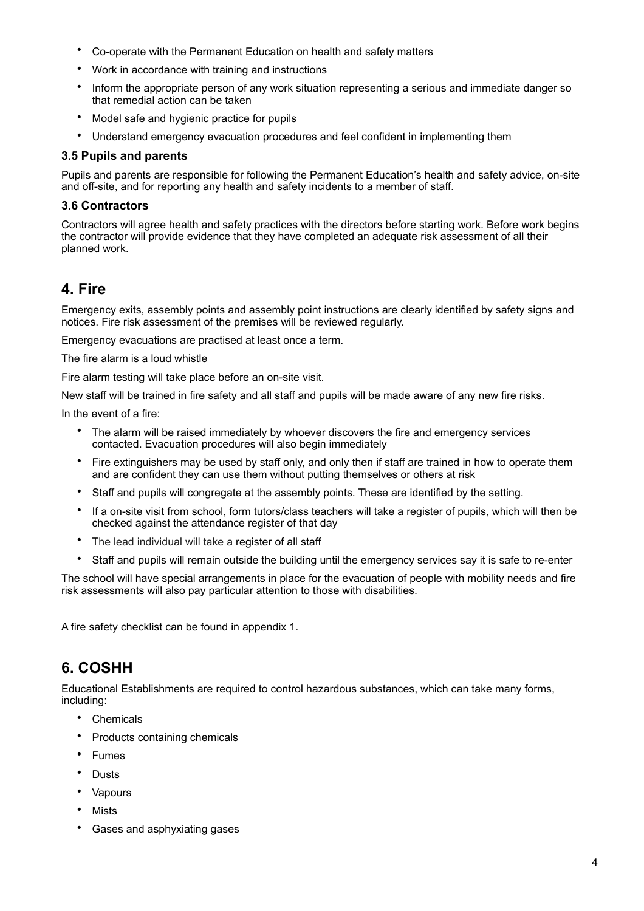- Co-operate with the Permanent Education on health and safety matters
- Work in accordance with training and instructions
- Inform the appropriate person of any work situation representing a serious and immediate danger so that remedial action can be taken
- Model safe and hygienic practice for pupils
- Understand emergency evacuation procedures and feel confident in implementing them

### 3.5 Pupils and parents

Pupils and parents are responsible for following the Permanent Education's health and safety advice, on-site and off-site, and for reporting any health and safety incidents to a member of staff.

### 3.6 Contractors

Contractors will agree health and safety practices with the directors before starting work. Before work begins the contractor will provide evidence that they have completed an adequate risk assessment of all their planned work.

## 4. Fire

Emergency exits, assembly points and assembly point instructions are clearly identified by safety signs and notices. Fire risk assessment of the premises will be reviewed regularly.

Emergency evacuations are practised at least once a term.

The fire alarm is a loud whistle

Fire alarm testing will take place before an on-site visit.

New staff will be trained in fire safety and all staff and pupils will be made aware of any new fire risks.

In the event of a fire:

- The alarm will be raised immediately by whoever discovers the fire and emergency services contacted. Evacuation procedures will also begin immediately
- Fire extinguishers may be used by staff only, and only then if staff are trained in how to operate them and are confident they can use them without putting themselves or others at risk
- Staff and pupils will congregate at the assembly points. These are identified by the setting.
- If a on-site visit from school, form tutors/class teachers will take a register of pupils, which will then be checked against the attendance register of that day
- The lead individual will take a register of all staff
- Staff and pupils will remain outside the building until the emergency services say it is safe to re-enter

The school will have special arrangements in place for the evacuation of people with mobility needs and fire risk assessments will also pay particular attention to those with disabilities.

A fire safety checklist can be found in appendix 1.

## 6. COSHH

Educational Establishments are required to control hazardous substances, which can take many forms, including:

- Chemicals
- Products containing chemicals
- Fumes
- Dusts
- Vapours
- Mists
- Gases and asphyxiating gases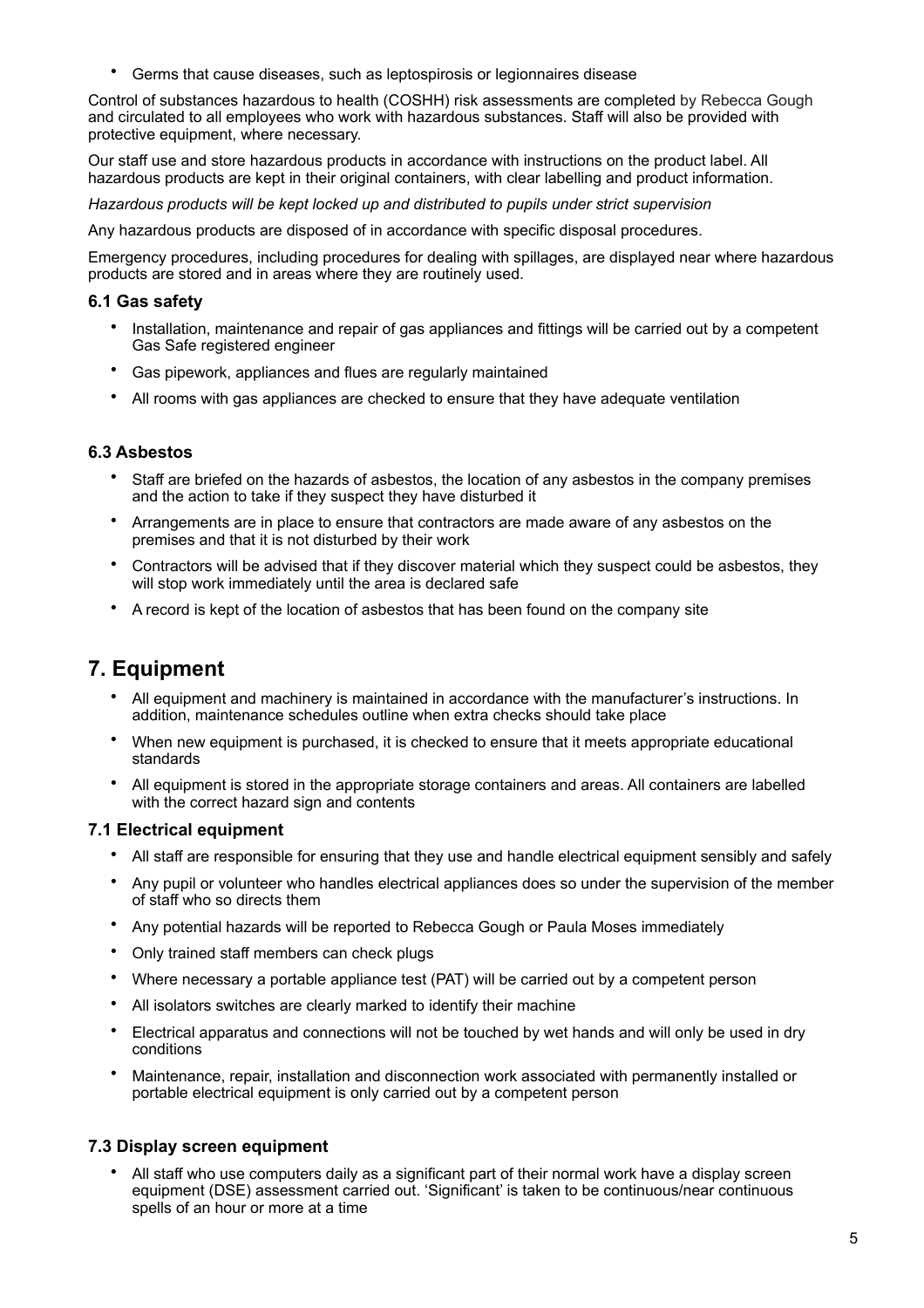- Germs that cause diseases, such as leptospirosis or legionnaires disease

Control of substances hazardous to health (COSHH) risk assessments are completed by Rebecca Gough and circulated to all employees who work with hazardous substances. Staff will also be provided with protective equipment, where necessary.

Our staff use and store hazardous products in accordance with instructions on the product label. All hazardous products are kept in their original containers, with clear labelling and product information.

*Hazardous products will be kept locked up and distributed to pupils under strict supervision*

Any hazardous products are disposed of in accordance with specific disposal procedures.

Emergency procedures, including procedures for dealing with spillages, are displayed near where hazardous products are stored and in areas where they are routinely used.

### 6.1 Gas safety

- Installation, maintenance and repair of gas appliances and fittings will be carried out by a competent Gas Safe registered engineer
- Gas pipework, appliances and flues are regularly maintained
- All rooms with gas appliances are checked to ensure that they have adequate ventilation

### 6.3 Asbestos

- Staff are briefed on the hazards of asbestos, the location of any asbestos in the company premises and the action to take if they suspect they have disturbed it
- Arrangements are in place to ensure that contractors are made aware of any asbestos on the premises and that it is not disturbed by their work
- Contractors will be advised that if they discover material which they suspect could be asbestos, they will stop work immediately until the area is declared safe
- A record is kept of the location of asbestos that has been found on the company site

## 7. Equipment

- All equipment and machinery is maintained in accordance with the manufacturer's instructions. In addition, maintenance schedules outline when extra checks should take place
- When new equipment is purchased, it is checked to ensure that it meets appropriate educational standards
- All equipment is stored in the appropriate storage containers and areas. All containers are labelled with the correct hazard sign and contents

### 7.1 Electrical equipment

- All staff are responsible for ensuring that they use and handle electrical equipment sensibly and safely
- Any pupil or volunteer who handles electrical appliances does so under the supervision of the member of staff who so directs them
- Any potential hazards will be reported to Rebecca Gough or Paula Moses immediately
- Only trained staff members can check plugs
- Where necessary a portable appliance test (PAT) will be carried out by a competent person
- All isolators switches are clearly marked to identify their machine
- Electrical apparatus and connections will not be touched by wet hands and will only be used in dry conditions
- Maintenance, repair, installation and disconnection work associated with permanently installed or portable electrical equipment is only carried out by a competent person

### 7.3 Display screen equipment

- All staff who use computers daily as a significant part of their normal work have a display screen equipment (DSE) assessment carried out. 'Significant' is taken to be continuous/near continuous spells of an hour or more at a time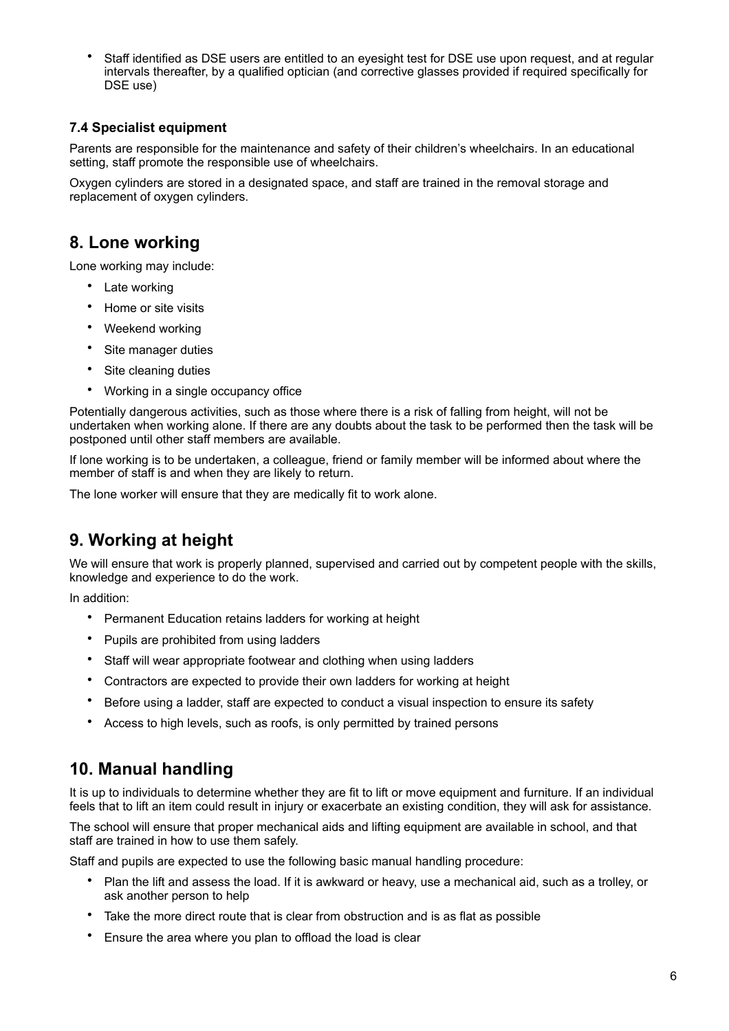- Staff identified as DSE users are entitled to an eyesight test for DSE use upon request, and at regular intervals thereafter, by a qualified optician (and corrective glasses provided if required specifically for DSE use)

### 7.4 Specialist equipment

Parents are responsible for the maintenance and safety of their children's wheelchairs. In an educational setting, staff promote the responsible use of wheelchairs.

Oxygen cylinders are stored in a designated space, and staff are trained in the removal storage and replacement of oxygen cylinders.

## 8. Lone working

Lone working may include:

- Late working
- Home or site visits
- Weekend working
- Site manager duties
- Site cleaning duties
- Working in a single occupancy office

Potentially dangerous activities, such as those where there is a risk of falling from height, will not be undertaken when working alone. If there are any doubts about the task to be performed then the task will be postponed until other staff members are available.

If lone working is to be undertaken, a colleague, friend or family member will be informed about where the member of staff is and when they are likely to return.

The lone worker will ensure that they are medically fit to work alone.

## 9. Working at height

We will ensure that work is properly planned, supervised and carried out by competent people with the skills, knowledge and experience to do the work.

In addition:

- Permanent Education retains ladders for working at height
- Pupils are prohibited from using ladders
- Staff will wear appropriate footwear and clothing when using ladders
- Contractors are expected to provide their own ladders for working at height
- Before using a ladder, staff are expected to conduct a visual inspection to ensure its safety
- Access to high levels, such as roofs, is only permitted by trained persons

## 10. Manual handling

It is up to individuals to determine whether they are fit to lift or move equipment and furniture. If an individual feels that to lift an item could result in injury or exacerbate an existing condition, they will ask for assistance.

The school will ensure that proper mechanical aids and lifting equipment are available in school, and that staff are trained in how to use them safely.

Staff and pupils are expected to use the following basic manual handling procedure:

- Plan the lift and assess the load. If it is awkward or heavy, use a mechanical aid, such as a trolley, or ask another person to help
- Take the more direct route that is clear from obstruction and is as flat as possible
- Ensure the area where you plan to offload the load is clear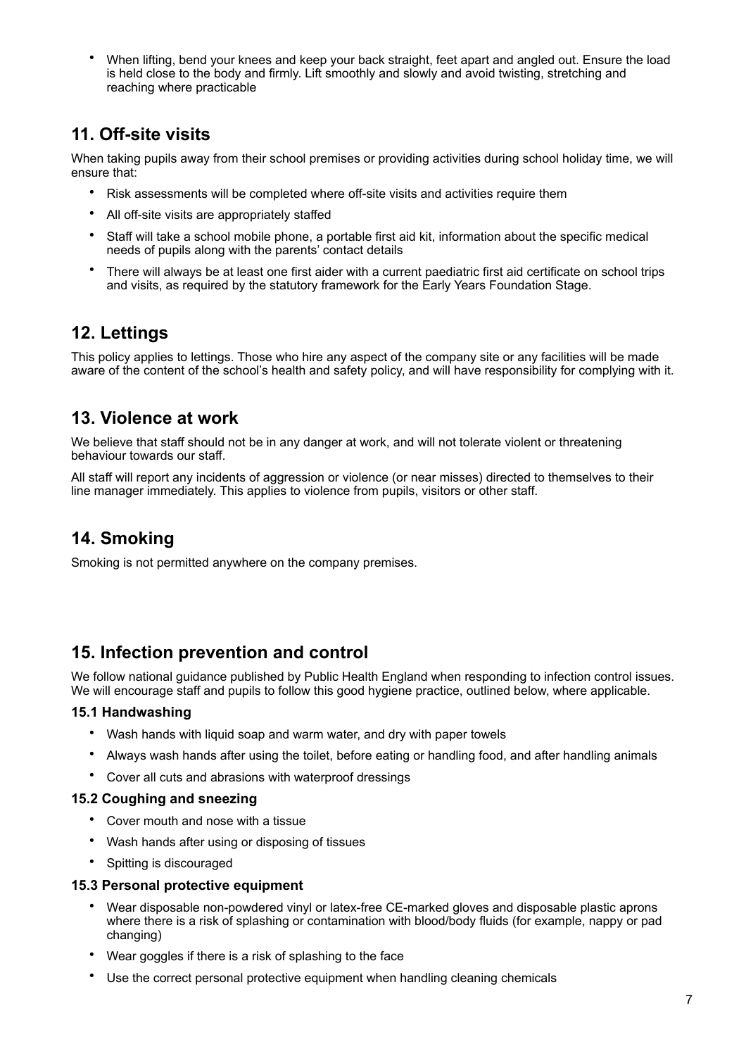- When lifting, bend your knees and keep your back straight, feet apart and angled out. Ensure the load is held close to the body and firmly. Lift smoothly and slowly and avoid twisting, stretching and reaching where practicable

## 11. Off-site visits

When taking pupils away from their school premises or providing activities during school holiday time, we will ensure that:

- Risk assessments will be completed where off-site visits and activities require them
- All off-site visits are appropriately staffed
- Staff will take a school mobile phone, a portable first aid kit, information about the specific medical needs of pupils along with the parents' contact details
- There will always be at least one first aider with a current paediatric first aid certificate on school trips and visits, as required by the statutory framework for the Early Years Foundation Stage.

## 12. Lettings

This policy applies to lettings. Those who hire any aspect of the company site or any facilities will be made aware of the content of the school's health and safety policy, and will have responsibility for complying with it.

## 13. Violence at work

We believe that staff should not be in any danger at work, and will not tolerate violent or threatening behaviour towards our staff.

All staff will report any incidents of aggression or violence (or near misses) directed to themselves to their line manager immediately. This applies to violence from pupils, visitors or other staff.

## 14. Smoking

Smoking is not permitted anywhere on the company premises.

## 15. Infection prevention and control

We follow national guidance published by Public Health England when responding to infection control issues. We will encourage staff and pupils to follow this good hygiene practice, outlined below, where applicable.

### 15.1 Handwashing

- Wash hands with liquid soap and warm water, and dry with paper towels
- Always wash hands after using the toilet, before eating or handling food, and after handling animals
- Cover all cuts and abrasions with waterproof dressings

### 15.2 Coughing and sneezing

- Cover mouth and nose with a tissue
- Wash hands after using or disposing of tissues
- Spitting is discouraged

### 15.3 Personal protective equipment

- Wear disposable non-powdered vinyl or latex-free CE-marked gloves and disposable plastic aprons where there is a risk of splashing or contamination with blood/body fluids (for example, nappy or pad changing)
- Wear goggles if there is a risk of splashing to the face
- Use the correct personal protective equipment when handling cleaning chemicals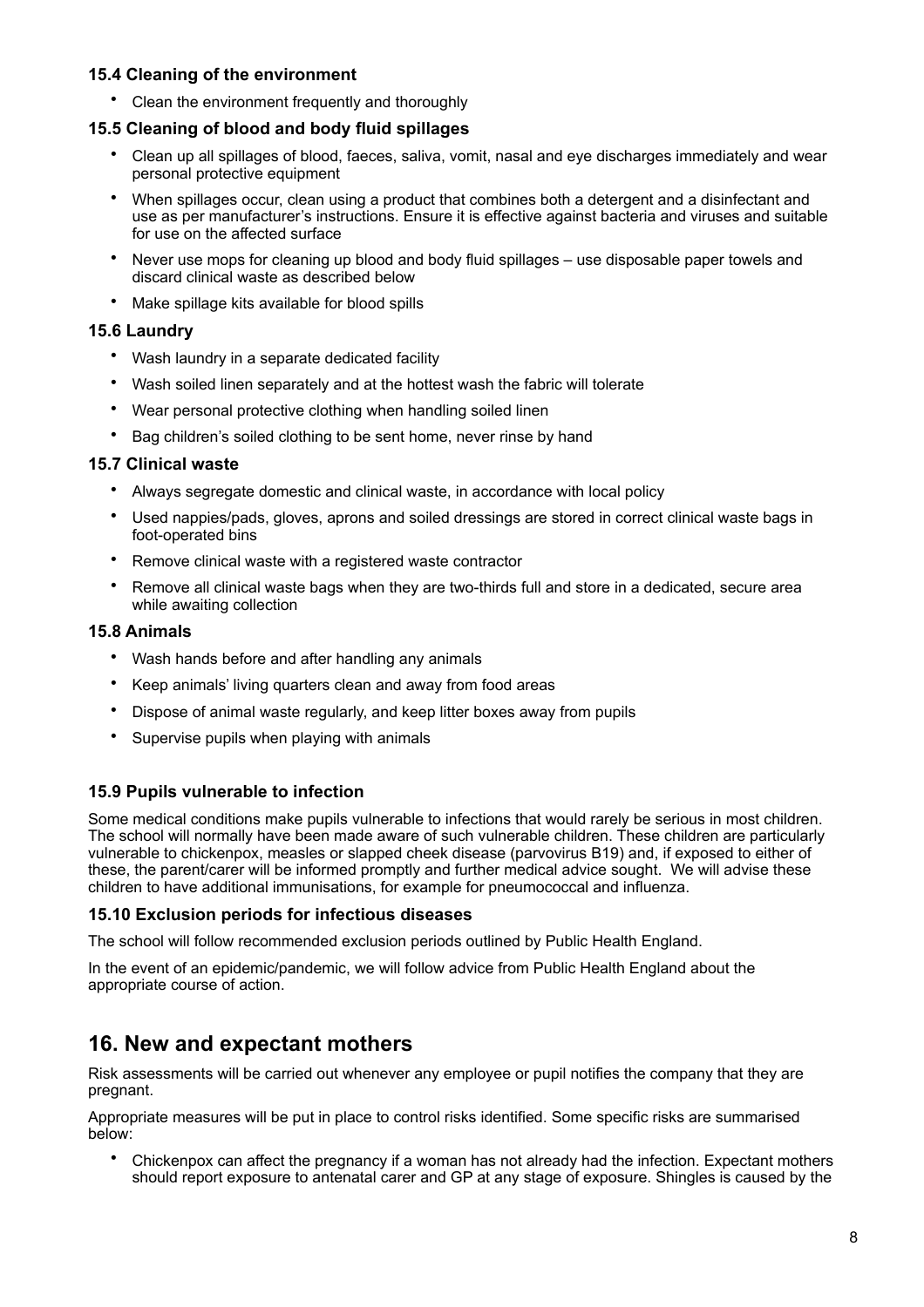### 15.4 Cleaning of the environment

- Clean the environment frequently and thoroughly

### 15.5 Cleaning of blood and body fluid spillages

- Clean up all spillages of blood, faeces, saliva, vomit, nasal and eye discharges immediately and wear personal protective equipment
- When spillages occur, clean using a product that combines both a detergent and a disinfectant and use as per manufacturer's instructions. Ensure it is effective against bacteria and viruses and suitable for use on the affected surface
- Never use mops for cleaning up blood and body fluid spillages – use disposable paper towels and discard clinical waste as described below
- Make spillage kits available for blood spills

### 15.6 Laundry

- Wash laundry in a separate dedicated facility
- Wash soiled linen separately and at the hottest wash the fabric will tolerate
- Wear personal protective clothing when handling soiled linen
- Bag children's soiled clothing to be sent home, never rinse by hand

### 15.7 Clinical waste

- Always segregate domestic and clinical waste, in accordance with local policy
- Used nappies/pads, gloves, aprons and soiled dressings are stored in correct clinical waste bags in foot-operated bins
- Remove clinical waste with a registered waste contractor
- Remove all clinical waste bags when they are two-thirds full and store in a dedicated, secure area while awaiting collection

### 15.8 Animals

- Wash hands before and after handling any animals
- Keep animals' living quarters clean and away from food areas
- Dispose of animal waste regularly, and keep litter boxes away from pupils
- Supervise pupils when playing with animals

### 15.9 Pupils vulnerable to infection

Some medical conditions make pupils vulnerable to infections that would rarely be serious in most children. The school will normally have been made aware of such vulnerable children. These children are particularly vulnerable to chickenpox, measles or slapped cheek disease (parvovirus B19) and, if exposed to either of these, the parent/carer will be informed promptly and further medical advice sought. We will advise these children to have additional immunisations, for example for pneumococcal and influenza.

### 15.10 Exclusion periods for infectious diseases

The school will follow recommended exclusion periods outlined by Public Health England.

In the event of an epidemic/pandemic, we will follow advice from Public Health England about the appropriate course of action.

## 16. New and expectant mothers

Risk assessments will be carried out whenever any employee or pupil notifies the company that they are pregnant.

Appropriate measures will be put in place to control risks identified. Some specific risks are summarised below:

- Chickenpox can affect the pregnancy if a woman has not already had the infection. Expectant mothers should report exposure to antenatal carer and GP at any stage of exposure. Shingles is caused by the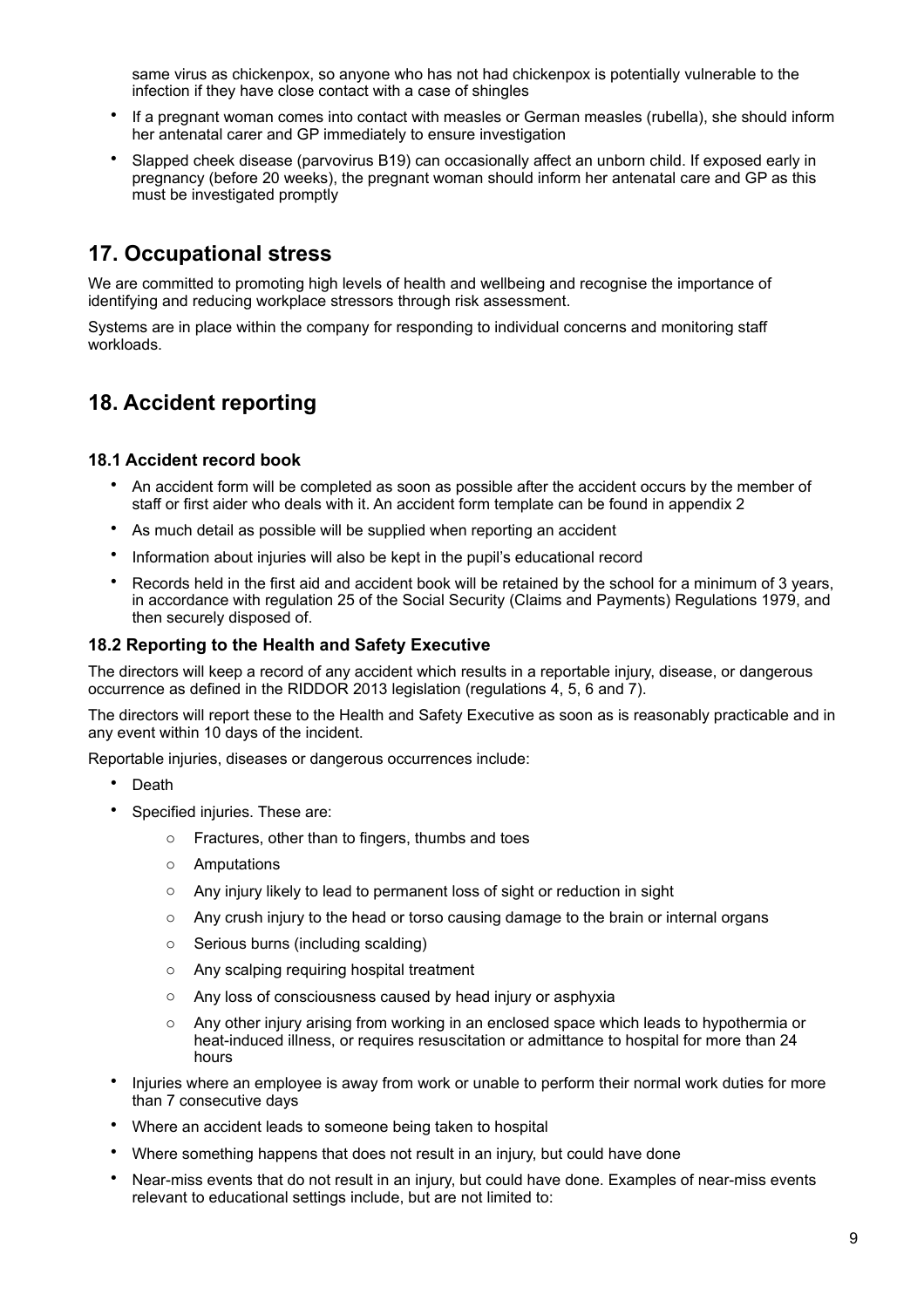same virus as chickenpox, so anyone who has not had chickenpox is potentially vulnerable to the infection if they have close contact with a case of shingles

- If a pregnant woman comes into contact with measles or German measles (rubella), she should inform her antenatal carer and GP immediately to ensure investigation
- Slapped cheek disease (parvovirus B19) can occasionally affect an unborn child. If exposed early in pregnancy (before 20 weeks), the pregnant woman should inform her antenatal care and GP as this must be investigated promptly

## 17. Occupational stress

We are committed to promoting high levels of health and wellbeing and recognise the importance of identifying and reducing workplace stressors through risk assessment.

Systems are in place within the company for responding to individual concerns and monitoring staff workloads.

## 18. Accident reporting

### 18.1 Accident record book

- An accident form will be completed as soon as possible after the accident occurs by the member of staff or first aider who deals with it. An accident form template can be found in appendix 2
- As much detail as possible will be supplied when reporting an accident
- Information about injuries will also be kept in the pupil's educational record
- Records held in the first aid and accident book will be retained by the school for a minimum of 3 years, in accordance with regulation 25 of the Social Security (Claims and Payments) Regulations 1979, and then securely disposed of.

### 18.2 Reporting to the Health and Safety Executive

The directors will keep a record of any accident which results in a reportable injury, disease, or dangerous occurrence as defined in the RIDDOR 2013 legislation (regulations 4, 5, 6 and 7).

The directors will report these to the Health and Safety Executive as soon as is reasonably practicable and in any event within 10 days of the incident.

Reportable injuries, diseases or dangerous occurrences include:

- Death
- Specified injuries. These are:
  - Fractures, other than to fingers, thumbs and toes
  - Amputations
  - Any injury likely to lead to permanent loss of sight or reduction in sight
  - Any crush injury to the head or torso causing damage to the brain or internal organs
  - Serious burns (including scalding)
  - Any scalping requiring hospital treatment
  - Any loss of consciousness caused by head injury or asphyxia
  - Any other injury arising from working in an enclosed space which leads to hypothermia or heat-induced illness, or requires resuscitation or admittance to hospital for more than 24 hours
- Injuries where an employee is away from work or unable to perform their normal work duties for more than 7 consecutive days
- Where an accident leads to someone being taken to hospital
- Where something happens that does not result in an injury, but could have done
- Near-miss events that do not result in an injury, but could have done. Examples of near-miss events relevant to educational settings include, but are not limited to: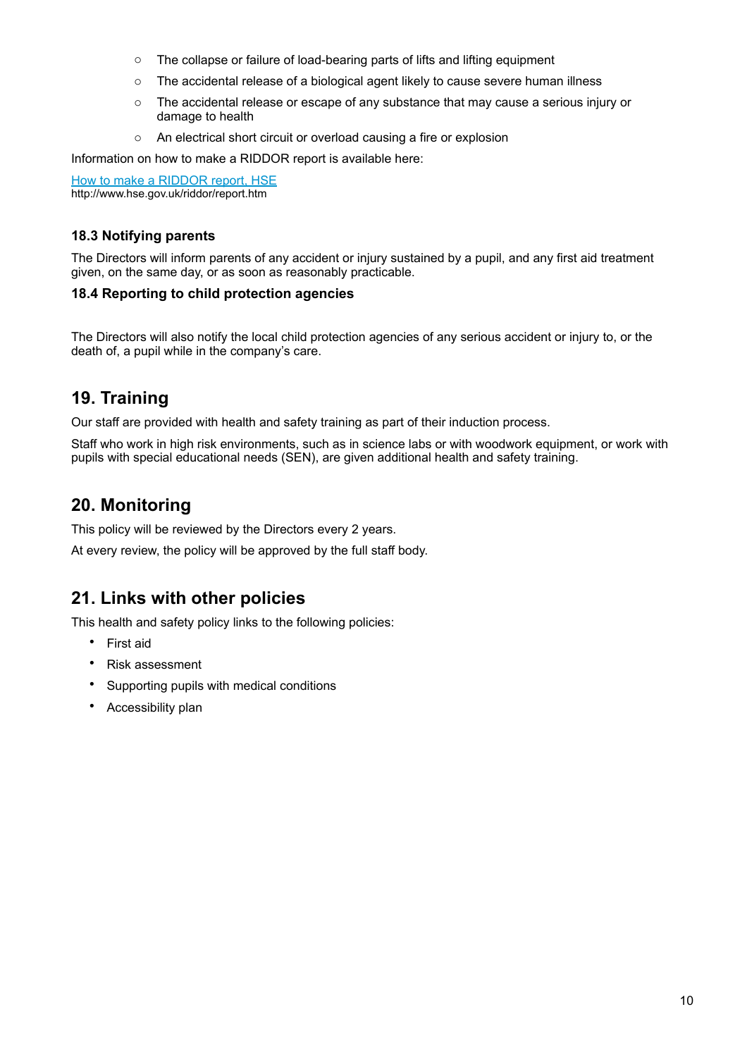- The collapse or failure of load-bearing parts of lifts and lifting equipment
- The accidental release of a biological agent likely to cause severe human illness
- The accidental release or escape of any substance that may cause a serious injury or damage to health
- An electrical short circuit or overload causing a fire or explosion

Information on how to make a RIDDOR report is available here:

[How to make a RIDDOR report, HSE](http://www.hse.gov.uk/riddor/report.htm)
http://www.hse.gov.uk/riddor/report.htm

### 18.3 Notifying parents

The Directors will inform parents of any accident or injury sustained by a pupil, and any first aid treatment given, on the same day, or as soon as reasonably practicable.

### 18.4 Reporting to child protection agencies

The Directors will also notify the local child protection agencies of any serious accident or injury to, or the death of, a pupil while in the company's care.

## 19. Training

Our staff are provided with health and safety training as part of their induction process.

Staff who work in high risk environments, such as in science labs or with woodwork equipment, or work with pupils with special educational needs (SEN), are given additional health and safety training.

## 20. Monitoring

This policy will be reviewed by the Directors every 2 years.

At every review, the policy will be approved by the full staff body.

## 21. Links with other policies

This health and safety policy links to the following policies:

- First aid
- Risk assessment
- Supporting pupils with medical conditions
- Accessibility plan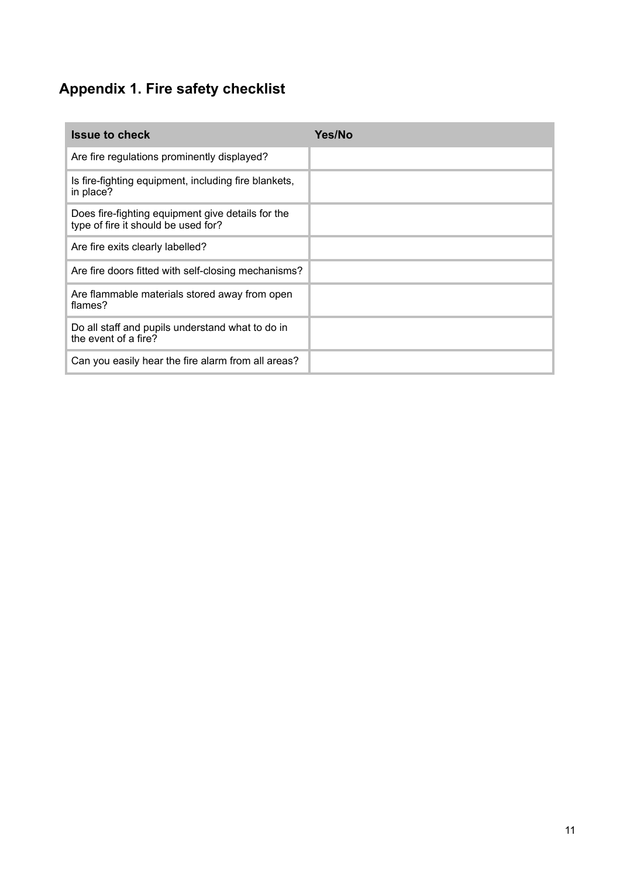# Appendix 1. Fire safety checklist

| Issue to check | Yes/No |
| --- | --- |
| Are fire regulations prominently displayed? | |
| Is fire-fighting equipment, including fire blankets, in place? | |
| Does fire-fighting equipment give details for the type of fire it should be used for? | |
| Are fire exits clearly labelled? | |
| Are fire doors fitted with self-closing mechanisms? | |
| Are flammable materials stored away from open flames? | |
| Do all staff and pupils understand what to do in the event of a fire? | |
| Can you easily hear the fire alarm from all areas? | |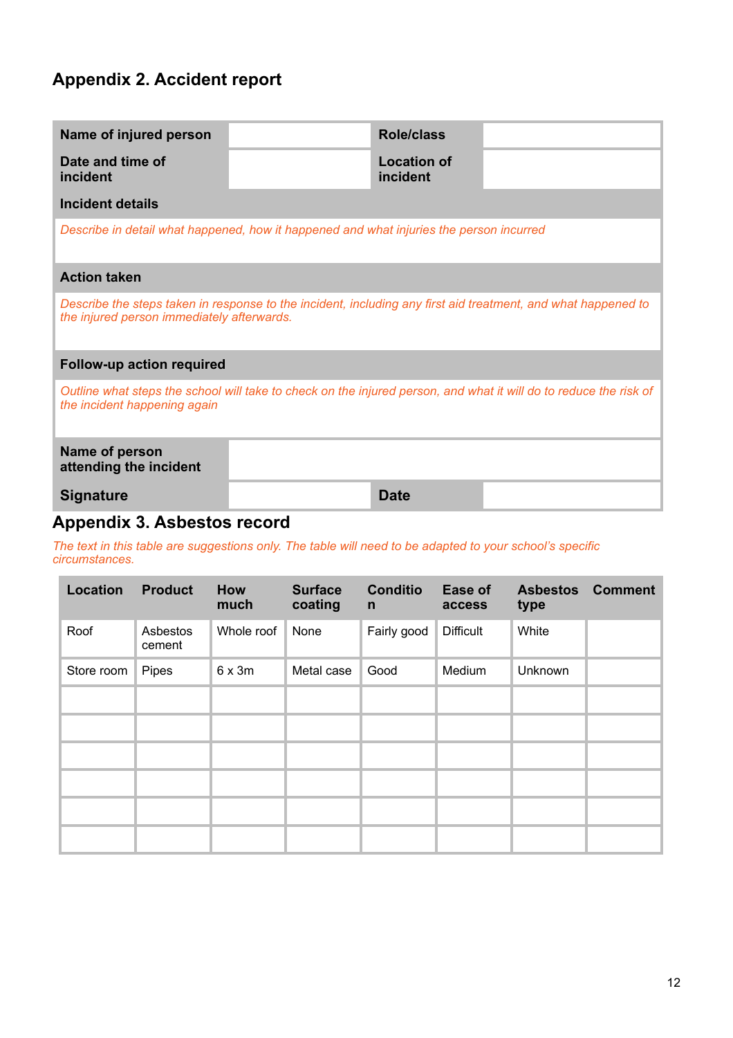## Appendix 2. Accident report

| Name of injured person | | Role/class | |
|---|---|---|---|
| Date and time of incident | | Location of incident | |
| **Incident details** | | | |
| *Describe in detail what happened, how it happened and what injuries the person incurred* | | | |
| **Action taken** | | | |
| *Describe the steps taken in response to the incident, including any first aid treatment, and what happened to the injured person immediately afterwards.* | | | |
| **Follow-up action required** | | | |
| *Outline what steps the school will take to check on the injured person, and what it will do to reduce the risk of the incident happening again* | | | |
| **Name of person attending the incident** | | | |
| **Signature** | | **Date** | |

## Appendix 3. Asbestos record

*The text in this table are suggestions only. The table will need to be adapted to your school's specific circumstances.*

| Location | Product | How much | Surface coating | Condition | Ease of access | Asbestos type | Comment |
|---|---|---|---|---|---|---|---|
| Roof | Asbestos cement | Whole roof | None | Fairly good | Difficult | White | |
| Store room | Pipes | 6 x 3m | Metal case | Good | Medium | Unknown | |
| | | | | | | | |
| | | | | | | | |
| | | | | | | | |
| | | | | | | | |
| | | | | | | | |
| | | | | | | | |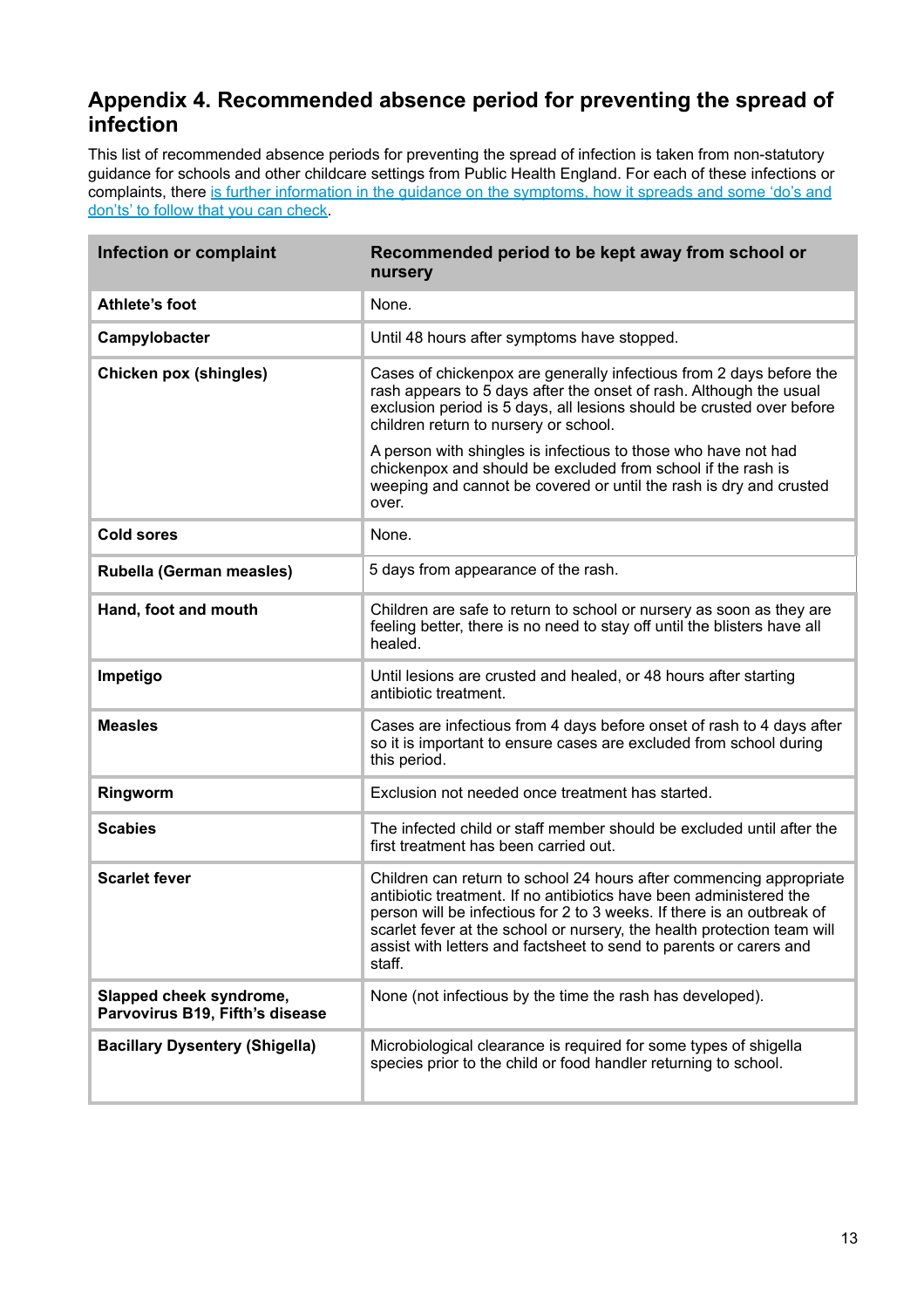## Appendix 4. Recommended absence period for preventing the spread of infection

This list of recommended absence periods for preventing the spread of infection is taken from non-statutory guidance for schools and other childcare settings from Public Health England. For each of these infections or complaints, there [is further information in the guidance on the symptoms, how it spreads and some 'do's and don'ts' to follow that you can check](#).

| Infection or complaint | Recommended period to be kept away from school or nursery |
|---|---|
| **Athlete's foot** | None. |
| **Campylobacter** | Until 48 hours after symptoms have stopped. |
| **Chicken pox (shingles)** | Cases of chickenpox are generally infectious from 2 days before the rash appears to 5 days after the onset of rash. Although the usual exclusion period is 5 days, all lesions should be crusted over before children return to nursery or school.<br><br>A person with shingles is infectious to those who have not had chickenpox and should be excluded from school if the rash is weeping and cannot be covered or until the rash is dry and crusted over. |
| **Cold sores** | None. |
| **Rubella (German measles)** | 5 days from appearance of the rash. |
| **Hand, foot and mouth** | Children are safe to return to school or nursery as soon as they are feeling better, there is no need to stay off until the blisters have all healed. |
| **Impetigo** | Until lesions are crusted and healed, or 48 hours after starting antibiotic treatment. |
| **Measles** | Cases are infectious from 4 days before onset of rash to 4 days after so it is important to ensure cases are excluded from school during this period. |
| **Ringworm** | Exclusion not needed once treatment has started. |
| **Scabies** | The infected child or staff member should be excluded until after the first treatment has been carried out. |
| **Scarlet fever** | Children can return to school 24 hours after commencing appropriate antibiotic treatment. If no antibiotics have been administered the person will be infectious for 2 to 3 weeks. If there is an outbreak of scarlet fever at the school or nursery, the health protection team will assist with letters and factsheet to send to parents or carers and staff. |
| **Slapped cheek syndrome, Parvovirus B19, Fifth's disease** | None (not infectious by the time the rash has developed). |
| **Bacillary Dysentery (Shigella)** | Microbiological clearance is required for some types of shigella species prior to the child or food handler returning to school. |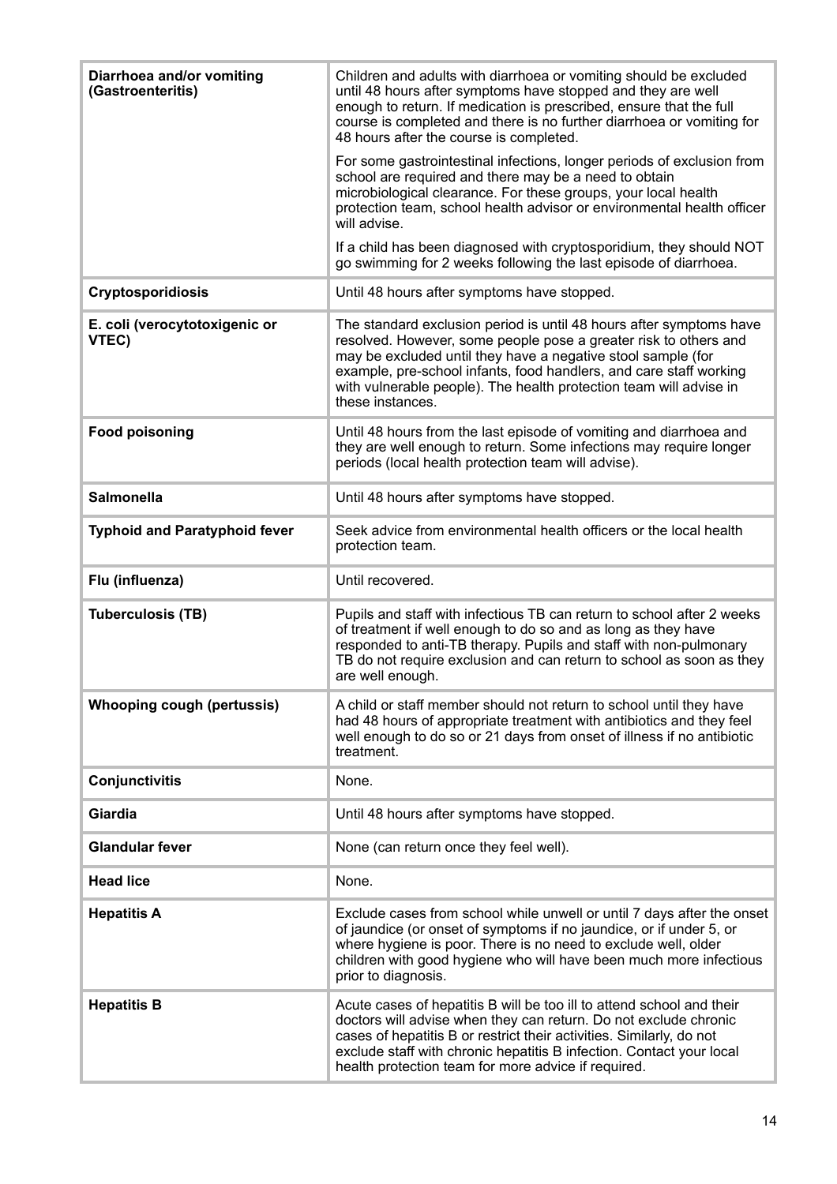| **Diarrhoea and/or vomiting (Gastroenteritis)** | Children and adults with diarrhoea or vomiting should be excluded until 48 hours after symptoms have stopped and they are well enough to return. If medication is prescribed, ensure that the full course is completed and there is no further diarrhoea or vomiting for 48 hours after the course is completed.<br><br>For some gastrointestinal infections, longer periods of exclusion from school are required and there may be a need to obtain microbiological clearance. For these groups, your local health protection team, school health advisor or environmental health officer will advise.<br><br>If a child has been diagnosed with cryptosporidium, they should NOT go swimming for 2 weeks following the last episode of diarrhoea. |
|---|---|
| **Cryptosporidiosis** | Until 48 hours after symptoms have stopped. |
| **E. coli (verocytotoxigenic or VTEC)** | The standard exclusion period is until 48 hours after symptoms have resolved. However, some people pose a greater risk to others and may be excluded until they have a negative stool sample (for example, pre-school infants, food handlers, and care staff working with vulnerable people). The health protection team will advise in these instances. |
| **Food poisoning** | Until 48 hours from the last episode of vomiting and diarrhoea and they are well enough to return. Some infections may require longer periods (local health protection team will advise). |
| **Salmonella** | Until 48 hours after symptoms have stopped. |
| **Typhoid and Paratyphoid fever** | Seek advice from environmental health officers or the local health protection team. |
| **Flu (influenza)** | Until recovered. |
| **Tuberculosis (TB)** | Pupils and staff with infectious TB can return to school after 2 weeks of treatment if well enough to do so and as long as they have responded to anti-TB therapy. Pupils and staff with non-pulmonary TB do not require exclusion and can return to school as soon as they are well enough. |
| **Whooping cough (pertussis)** | A child or staff member should not return to school until they have had 48 hours of appropriate treatment with antibiotics and they feel well enough to do so or 21 days from onset of illness if no antibiotic treatment. |
| **Conjunctivitis** | None. |
| **Giardia** | Until 48 hours after symptoms have stopped. |
| **Glandular fever** | None (can return once they feel well). |
| **Head lice** | None. |
| **Hepatitis A** | Exclude cases from school while unwell or until 7 days after the onset of jaundice (or onset of symptoms if no jaundice, or if under 5, or where hygiene is poor. There is no need to exclude well, older children with good hygiene who will have been much more infectious prior to diagnosis. |
| **Hepatitis B** | Acute cases of hepatitis B will be too ill to attend school and their doctors will advise when they can return. Do not exclude chronic cases of hepatitis B or restrict their activities. Similarly, do not exclude staff with chronic hepatitis B infection. Contact your local health protection team for more advice if required. |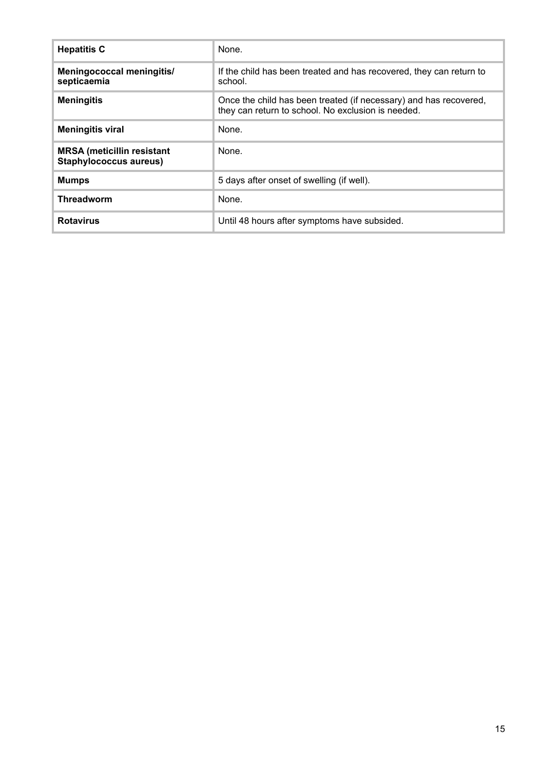| | |
|---|---|
| **Hepatitis C** | None. |
| **Meningococcal meningitis/ septicaemia** | If the child has been treated and has recovered, they can return to school. |
| **Meningitis** | Once the child has been treated (if necessary) and has recovered, they can return to school. No exclusion is needed. |
| **Meningitis viral** | None. |
| **MRSA (meticillin resistant Staphylococcus aureus)** | None. |
| **Mumps** | 5 days after onset of swelling (if well). |
| **Threadworm** | None. |
| **Rotavirus** | Until 48 hours after symptoms have subsided. |